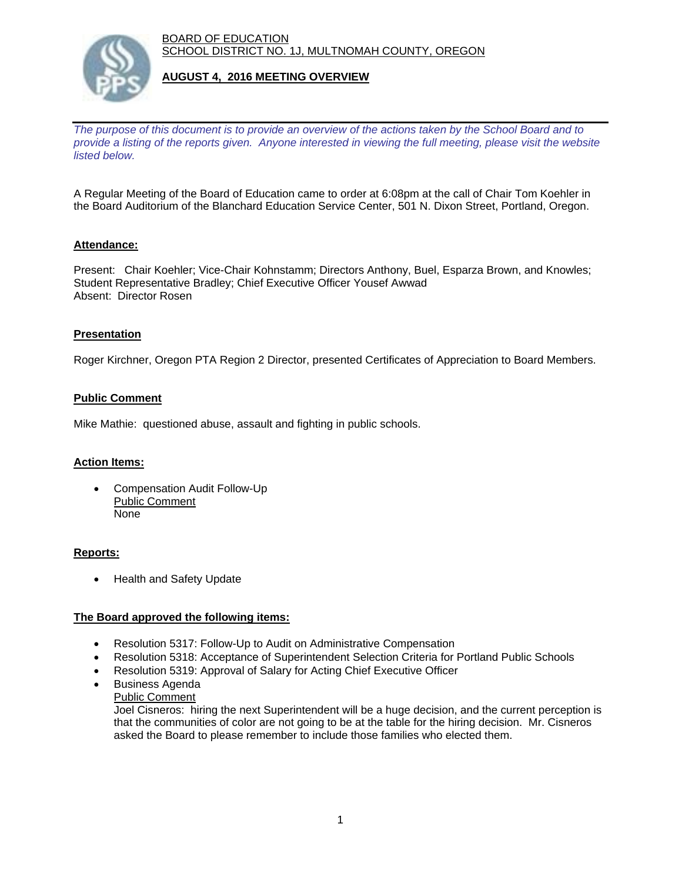BOARD OF EDUCATION
SCHOOL DISTRICT NO. 1J, MULTNOMAH COUNTY, OREGON

**AUGUST 4, 2016 MEETING OVERVIEW**

*The purpose of this document is to provide an overview of the actions taken by the School Board and to provide a listing of the reports given. Anyone interested in viewing the full meeting, please visit the website listed below.*

A Regular Meeting of the Board of Education came to order at 6:08pm at the call of Chair Tom Koehler in the Board Auditorium of the Blanchard Education Service Center, 501 N. Dixon Street, Portland, Oregon.

## Attendance:

Present: Chair Koehler; Vice-Chair Kohnstamm; Directors Anthony, Buel, Esparza Brown, and Knowles; Student Representative Bradley; Chief Executive Officer Yousef Awwad
Absent: Director Rosen

## Presentation

Roger Kirchner, Oregon PTA Region 2 Director, presented Certificates of Appreciation to Board Members.

## Public Comment

Mike Mathie: questioned abuse, assault and fighting in public schools.

## Action Items:

- Compensation Audit Follow-Up
  Public Comment
  None

## Reports:

- Health and Safety Update

## The Board approved the following items:

- Resolution 5317: Follow-Up to Audit on Administrative Compensation
- Resolution 5318: Acceptance of Superintendent Selection Criteria for Portland Public Schools
- Resolution 5319: Approval of Salary for Acting Chief Executive Officer
- Business Agenda
  Public Comment
  Joel Cisneros: hiring the next Superintendent will be a huge decision, and the current perception is that the communities of color are not going to be at the table for the hiring decision. Mr. Cisneros asked the Board to please remember to include those families who elected them.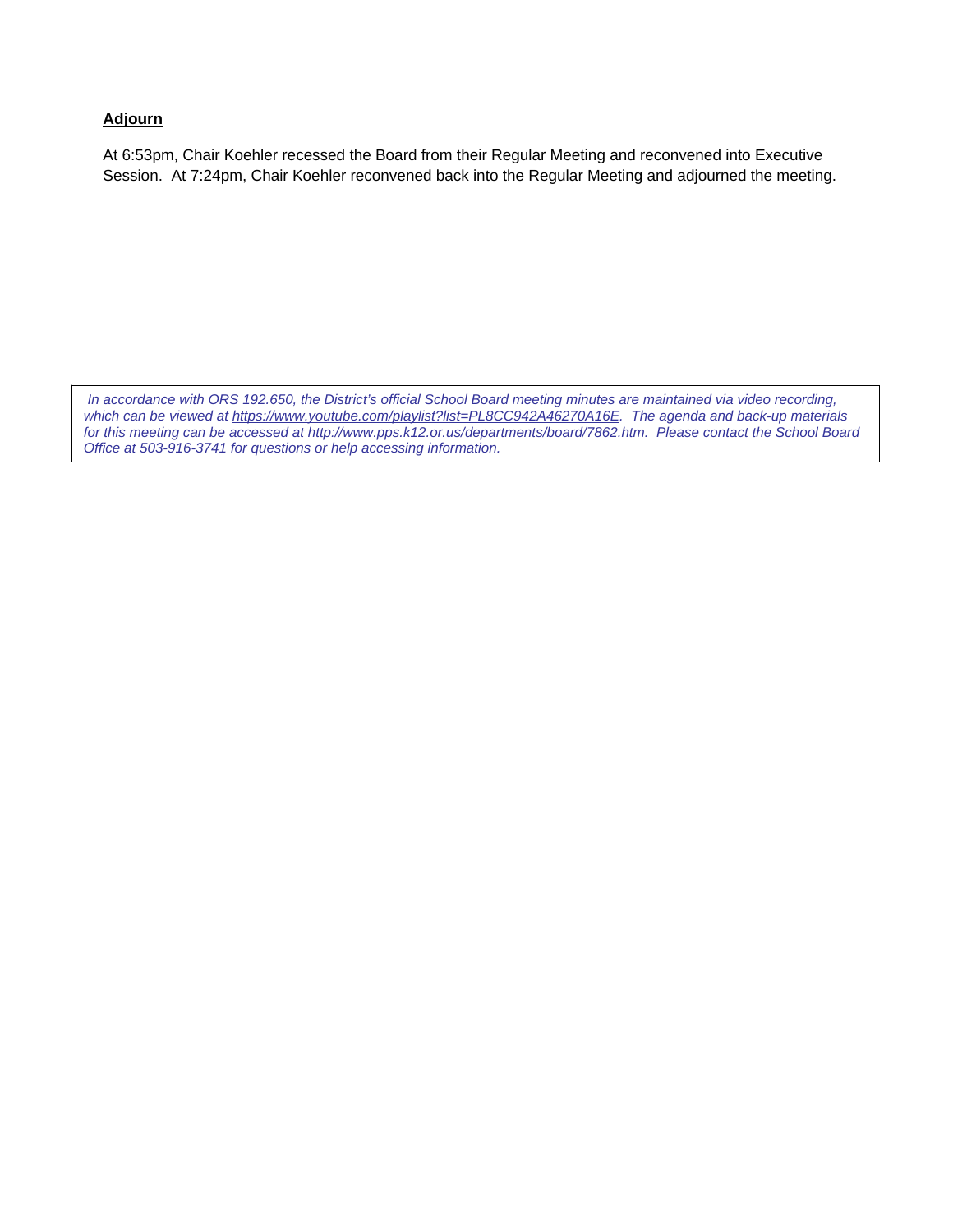**Adjourn**

At 6:53pm, Chair Koehler recessed the Board from their Regular Meeting and reconvened into Executive Session. At 7:24pm, Chair Koehler reconvened back into the Regular Meeting and adjourned the meeting.

*In accordance with ORS 192.650, the District's official School Board meeting minutes are maintained via video recording, which can be viewed at https://www.youtube.com/playlist?list=PL8CC942A46270A16E. The agenda and back-up materials for this meeting can be accessed at http://www.pps.k12.or.us/departments/board/7862.htm. Please contact the School Board Office at 503-916-3741 for questions or help accessing information.*